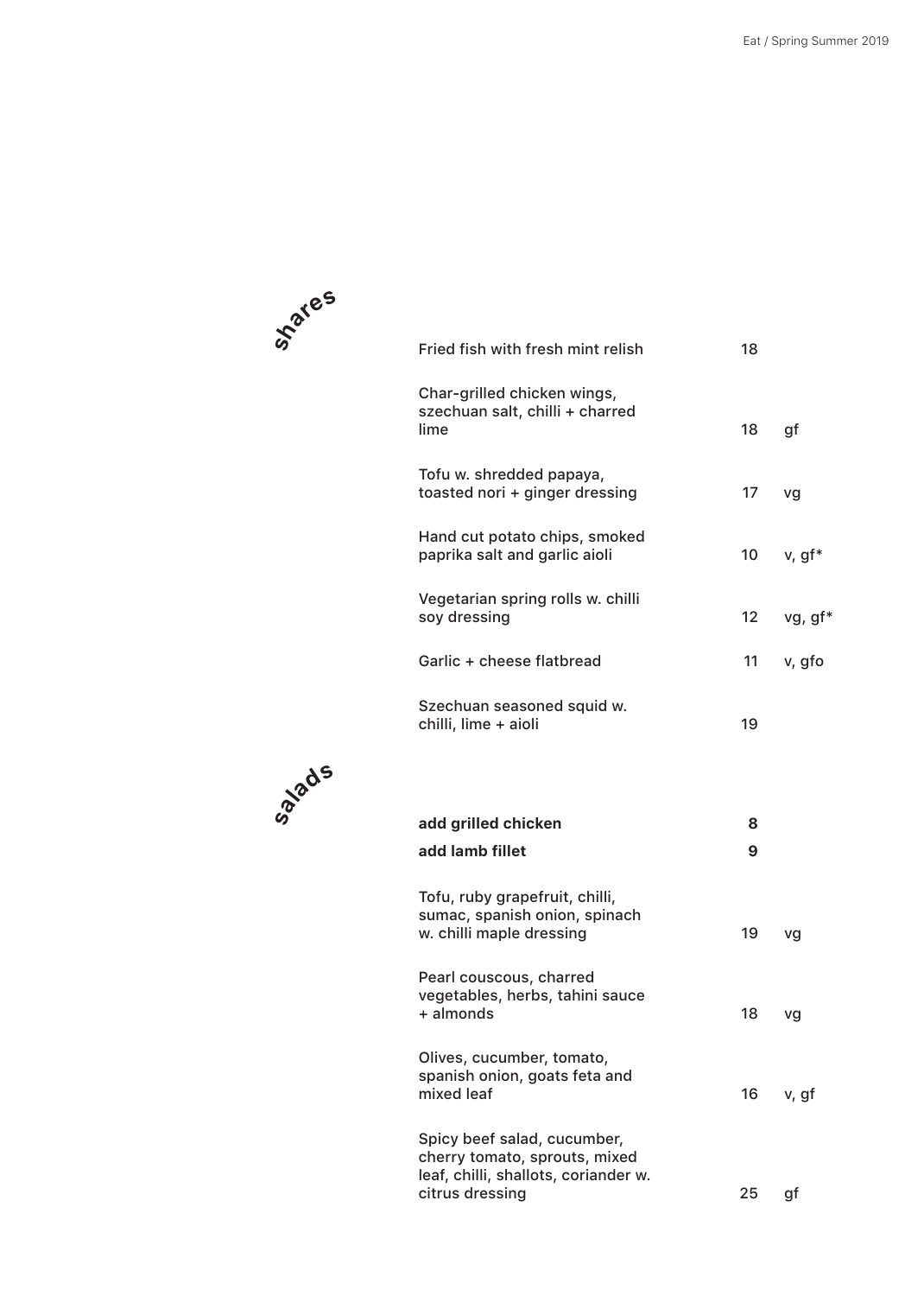## shares

| Item | Price | Dietary |
|---|---|---|
| Fried fish with fresh mint relish | 18 | |
| Char-grilled chicken wings, szechuan salt, chilli + charred lime | 18 | gf |
| Tofu w. shredded papaya, toasted nori + ginger dressing | 17 | vg |
| Hand cut potato chips, smoked paprika salt and garlic aioli | 10 | v, gf* |
| Vegetarian spring rolls w. chilli soy dressing | 12 | vg, gf* |
| Garlic + cheese flatbread | 11 | v, gfo |
| Szechuan seasoned squid w. chilli, lime + aioli | 19 | |

## salads

| Item | Price | Dietary |
|---|---|---|
| **add grilled chicken** | **8** | |
| **add lamb fillet** | **9** | |
| Tofu, ruby grapefruit, chilli, sumac, spanish onion, spinach w. chilli maple dressing | 19 | vg |
| Pearl couscous, charred vegetables, herbs, tahini sauce + almonds | 18 | vg |
| Olives, cucumber, tomato, spanish onion, goats feta and mixed leaf | 16 | v, gf |
| Spicy beef salad, cucumber, cherry tomato, sprouts, mixed leaf, chilli, shallots, coriander w. citrus dressing | 25 | gf |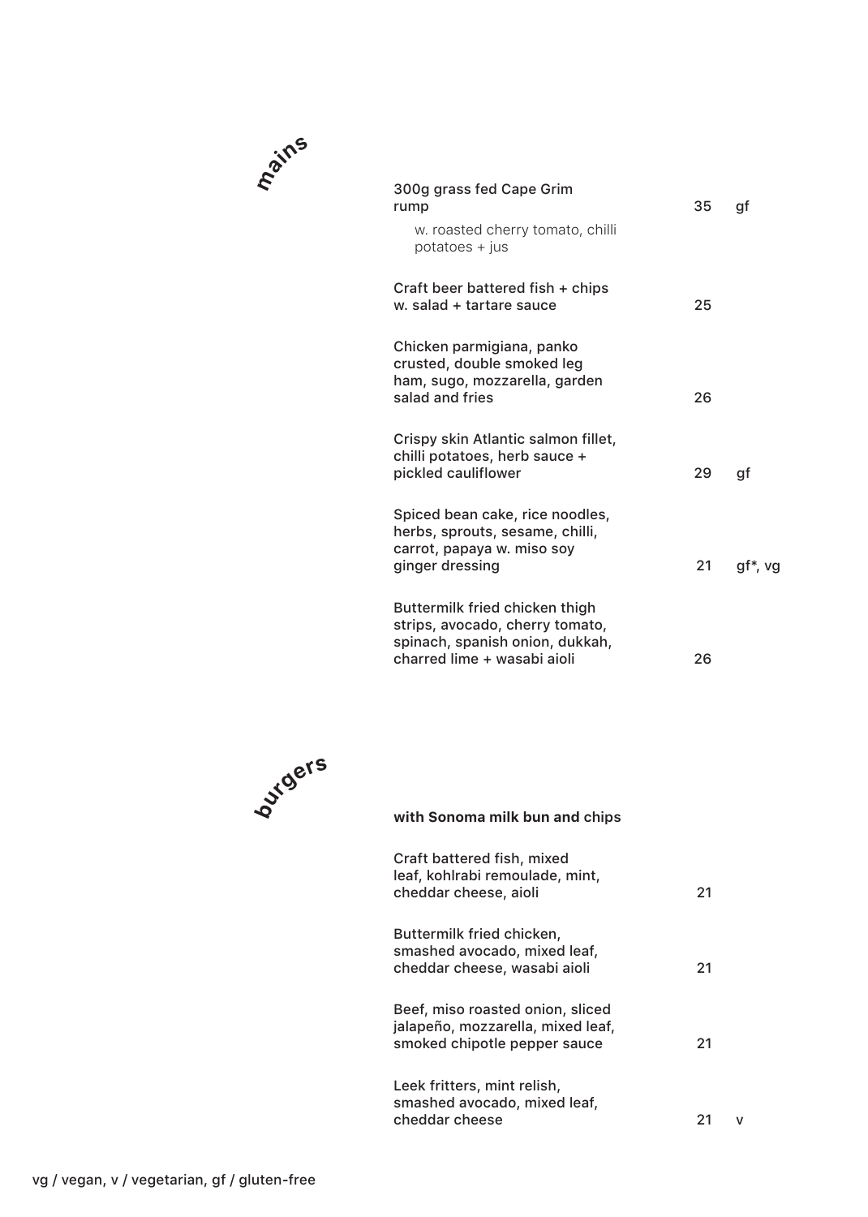## mains

| | | |
|---|---|---|
| 300g grass fed Cape Grim rump<br>w. roasted cherry tomato, chilli potatoes + jus | 35 | gf |
| Craft beer battered fish + chips w. salad + tartare sauce | 25 | |
| Chicken parmigiana, panko crusted, double smoked leg ham, sugo, mozzarella, garden salad and fries | 26 | |
| Crispy skin Atlantic salmon fillet, chilli potatoes, herb sauce + pickled cauliflower | 29 | gf |
| Spiced bean cake, rice noodles, herbs, sprouts, sesame, chilli, carrot, papaya w. miso soy ginger dressing | 21 | gf*, vg |
| Buttermilk fried chicken thigh strips, avocado, cherry tomato, spinach, spanish onion, dukkah, charred lime + wasabi aioli | 26 | |

## burgers

**with Sonoma milk bun and** chips

| | | |
|---|---|---|
| Craft battered fish, mixed leaf, kohlrabi remoulade, mint, cheddar cheese, aioli | 21 | |
| Buttermilk fried chicken, smashed avocado, mixed leaf, cheddar cheese, wasabi aioli | 21 | |
| Beef, miso roasted onion, sliced jalapeño, mozzarella, mixed leaf, smoked chipotle pepper sauce | 21 | |
| Leek fritters, mint relish, smashed avocado, mixed leaf, cheddar cheese | 21 | v |

vg / vegan, v / vegetarian, gf / gluten-free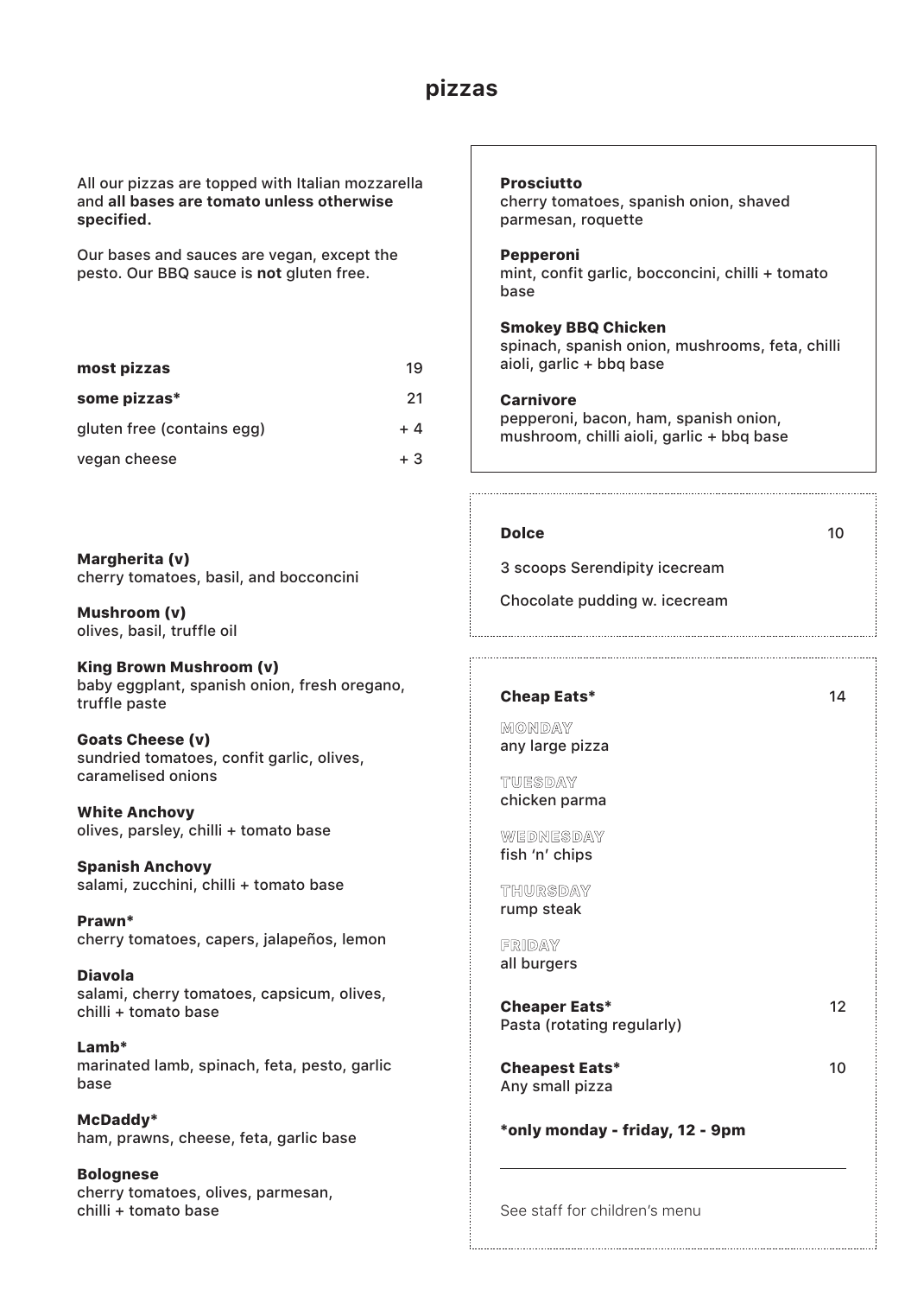# pizzas

All our pizzas are topped with Italian mozzarella and **all bases are tomato unless otherwise specified.**

Our bases and sauces are vegan, except the pesto. Our BBQ sauce is **not** gluten free.

| | |
|---|---|
| **most pizzas** | 19 |
| **some pizzas*** | 21 |
| gluten free (contains egg) | + 4 |
| vegan cheese | + 3 |

**Margherita (v)**
cherry tomatoes, basil, and bocconcini

**Mushroom (v)**
olives, basil, truffle oil

**King Brown Mushroom (v)**
baby eggplant, spanish onion, fresh oregano, truffle paste

**Goats Cheese (v)**
sundried tomatoes, confit garlic, olives, caramelised onions

**White Anchovy**
olives, parsley, chilli + tomato base

**Spanish Anchovy**
salami, zucchini, chilli + tomato base

**Prawn***
cherry tomatoes, capers, jalapeños, lemon

**Diavola**
salami, cherry tomatoes, capsicum, olives, chilli + tomato base

**Lamb***
marinated lamb, spinach, feta, pesto, garlic base

**McDaddy***
ham, prawns, cheese, feta, garlic base

**Bolognese**
cherry tomatoes, olives, parmesan, chilli + tomato base

**Prosciutto**
cherry tomatoes, spanish onion, shaved parmesan, roquette

**Pepperoni**
mint, confit garlic, bocconcini, chilli + tomato base

**Smokey BBQ Chicken**
spinach, spanish onion, mushrooms, feta, chilli aioli, garlic + bbq base

**Carnivore**
pepperoni, bacon, ham, spanish onion, mushroom, chilli aioli, garlic + bbq base

**Dolce** 10

3 scoops Serendipity icecream

Chocolate pudding w. icecream

**Cheap Eats*** 14

MONDAY
any large pizza

TUESDAY
chicken parma

WEDNESDAY
fish 'n' chips

THURSDAY
rump steak

FRIDAY
all burgers

**Cheaper Eats*** 12
Pasta (rotating regularly)

**Cheapest Eats*** 10
Any small pizza

***only monday - friday, 12 - 9pm**

See staff for children's menu